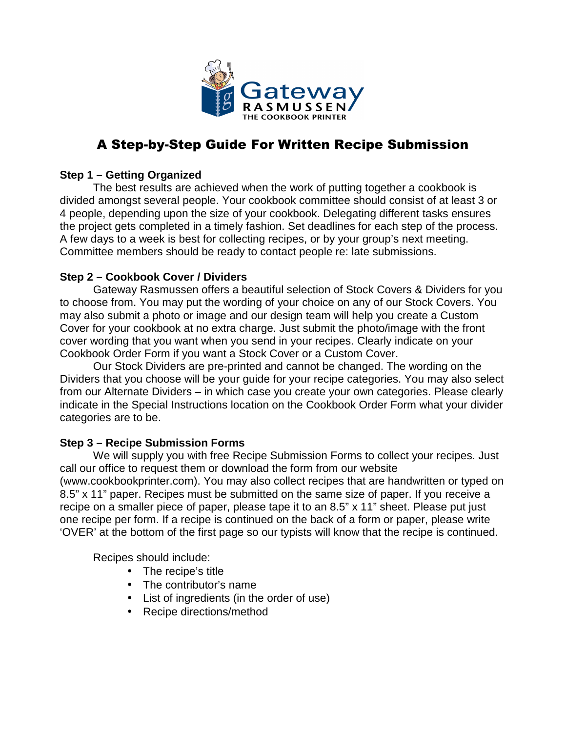# A Step-by-Step Guide For Written Recipe Submission

**Step 1 – Getting Organized**

The best results are achieved when the work of putting together a cookbook is divided amongst several people. Your cookbook committee should consist of at least 3 or 4 people, depending upon the size of your cookbook. Delegating different tasks ensures the project gets completed in a timely fashion. Set deadlines for each step of the process. A few days to a week is best for collecting recipes, or by your group's next meeting. Committee members should be ready to contact people re: late submissions.

**Step 2 – Cookbook Cover / Dividers**

Gateway Rasmussen offers a beautiful selection of Stock Covers & Dividers for you to choose from. You may put the wording of your choice on any of our Stock Covers. You may also submit a photo or image and our design team will help you create a Custom Cover for your cookbook at no extra charge. Just submit the photo/image with the front cover wording that you want when you send in your recipes. Clearly indicate on your Cookbook Order Form if you want a Stock Cover or a Custom Cover.

Our Stock Dividers are pre-printed and cannot be changed. The wording on the Dividers that you choose will be your guide for your recipe categories. You may also select from our Alternate Dividers – in which case you create your own categories. Please clearly indicate in the Special Instructions location on the Cookbook Order Form what your divider categories are to be.

**Step 3 – Recipe Submission Forms**

We will supply you with free Recipe Submission Forms to collect your recipes. Just call our office to request them or download the form from our website (www.cookbookprinter.com). You may also collect recipes that are handwritten or typed on 8.5" x 11" paper. Recipes must be submitted on the same size of paper. If you receive a recipe on a smaller piece of paper, please tape it to an 8.5" x 11" sheet. Please put just one recipe per form. If a recipe is continued on the back of a form or paper, please write 'OVER' at the bottom of the first page so our typists will know that the recipe is continued.

Recipes should include:

- The recipe's title
- The contributor's name
- List of ingredients (in the order of use)
- Recipe directions/method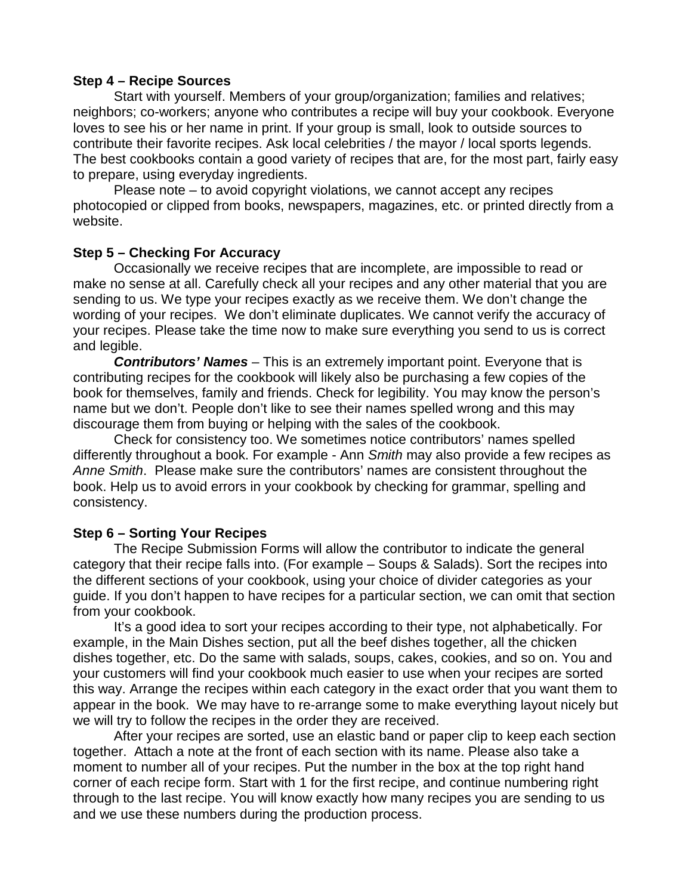**Step 4 – Recipe Sources**

Start with yourself. Members of your group/organization; families and relatives; neighbors; co-workers; anyone who contributes a recipe will buy your cookbook. Everyone loves to see his or her name in print. If your group is small, look to outside sources to contribute their favorite recipes. Ask local celebrities / the mayor / local sports legends. The best cookbooks contain a good variety of recipes that are, for the most part, fairly easy to prepare, using everyday ingredients.

Please note – to avoid copyright violations, we cannot accept any recipes photocopied or clipped from books, newspapers, magazines, etc. or printed directly from a website.

**Step 5 – Checking For Accuracy**

Occasionally we receive recipes that are incomplete, are impossible to read or make no sense at all. Carefully check all your recipes and any other material that you are sending to us. We type your recipes exactly as we receive them. We don't change the wording of your recipes. We don't eliminate duplicates. We cannot verify the accuracy of your recipes. Please take the time now to make sure everything you send to us is correct and legible.

***Contributors' Names*** – This is an extremely important point. Everyone that is contributing recipes for the cookbook will likely also be purchasing a few copies of the book for themselves, family and friends. Check for legibility. You may know the person's name but we don't. People don't like to see their names spelled wrong and this may discourage them from buying or helping with the sales of the cookbook.

Check for consistency too. We sometimes notice contributors' names spelled differently throughout a book. For example - Ann *Smith* may also provide a few recipes as *Anne Smith*. Please make sure the contributors' names are consistent throughout the book. Help us to avoid errors in your cookbook by checking for grammar, spelling and consistency.

**Step 6 – Sorting Your Recipes**

The Recipe Submission Forms will allow the contributor to indicate the general category that their recipe falls into. (For example – Soups & Salads). Sort the recipes into the different sections of your cookbook, using your choice of divider categories as your guide. If you don't happen to have recipes for a particular section, we can omit that section from your cookbook.

It's a good idea to sort your recipes according to their type, not alphabetically. For example, in the Main Dishes section, put all the beef dishes together, all the chicken dishes together, etc. Do the same with salads, soups, cakes, cookies, and so on. You and your customers will find your cookbook much easier to use when your recipes are sorted this way. Arrange the recipes within each category in the exact order that you want them to appear in the book. We may have to re-arrange some to make everything layout nicely but we will try to follow the recipes in the order they are received.

After your recipes are sorted, use an elastic band or paper clip to keep each section together. Attach a note at the front of each section with its name. Please also take a moment to number all of your recipes. Put the number in the box at the top right hand corner of each recipe form. Start with 1 for the first recipe, and continue numbering right through to the last recipe. You will know exactly how many recipes you are sending to us and we use these numbers during the production process.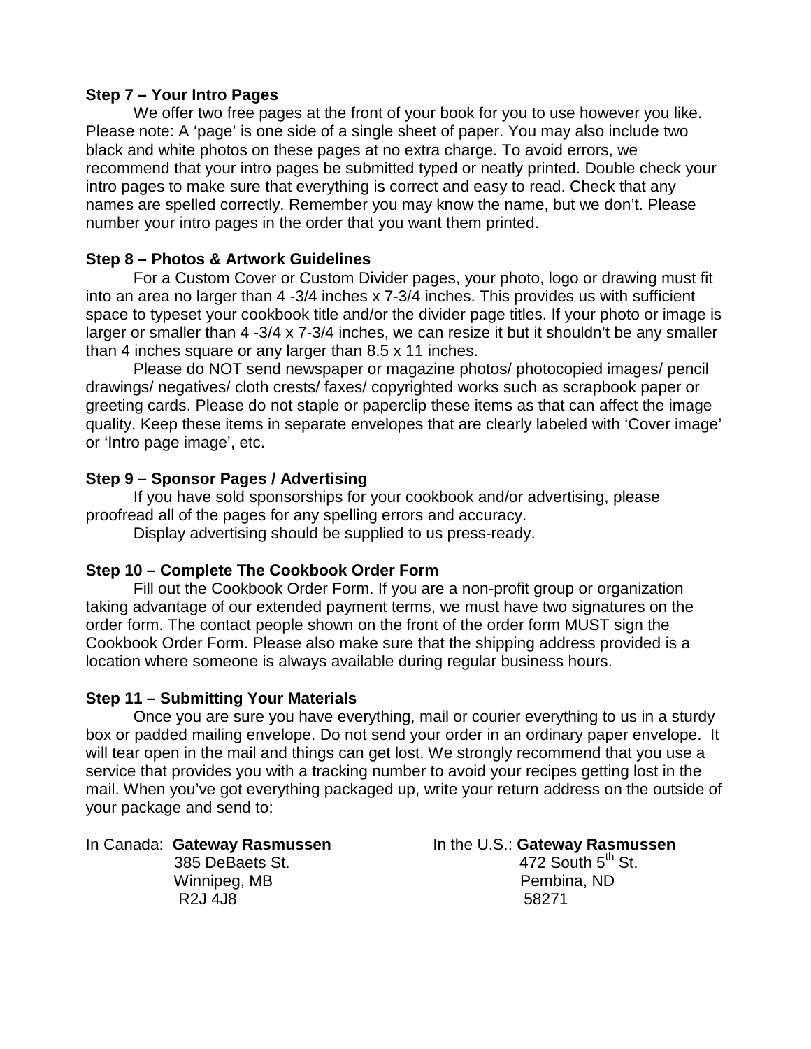**Step 7 – Your Intro Pages**

We offer two free pages at the front of your book for you to use however you like. Please note: A 'page' is one side of a single sheet of paper. You may also include two black and white photos on these pages at no extra charge. To avoid errors, we recommend that your intro pages be submitted typed or neatly printed. Double check your intro pages to make sure that everything is correct and easy to read. Check that any names are spelled correctly. Remember you may know the name, but we don't. Please number your intro pages in the order that you want them printed.

**Step 8 – Photos & Artwork Guidelines**

For a Custom Cover or Custom Divider pages, your photo, logo or drawing must fit into an area no larger than 4 -3/4 inches x 7-3/4 inches. This provides us with sufficient space to typeset your cookbook title and/or the divider page titles. If your photo or image is larger or smaller than 4 -3/4 x 7-3/4 inches, we can resize it but it shouldn't be any smaller than 4 inches square or any larger than 8.5 x 11 inches.

Please do NOT send newspaper or magazine photos/ photocopied images/ pencil drawings/ negatives/ cloth crests/ faxes/ copyrighted works such as scrapbook paper or greeting cards. Please do not staple or paperclip these items as that can affect the image quality. Keep these items in separate envelopes that are clearly labeled with 'Cover image' or 'Intro page image', etc.

**Step 9 – Sponsor Pages / Advertising**

If you have sold sponsorships for your cookbook and/or advertising, please proofread all of the pages for any spelling errors and accuracy.

Display advertising should be supplied to us press-ready.

**Step 10 – Complete The Cookbook Order Form**

Fill out the Cookbook Order Form. If you are a non-profit group or organization taking advantage of our extended payment terms, we must have two signatures on the order form. The contact people shown on the front of the order form MUST sign the Cookbook Order Form. Please also make sure that the shipping address provided is a location where someone is always available during regular business hours.

**Step 11 – Submitting Your Materials**

Once you are sure you have everything, mail or courier everything to us in a sturdy box or padded mailing envelope. Do not send your order in an ordinary paper envelope. It will tear open in the mail and things can get lost. We strongly recommend that you use a service that provides you with a tracking number to avoid your recipes getting lost in the mail. When you've got everything packaged up, write your return address on the outside of your package and send to:

In Canada: **Gateway Rasmussen**
385 DeBaets St.
Winnipeg, MB
R2J 4J8

In the U.S.: **Gateway Rasmussen**
472 South 5th St.
Pembina, ND
58271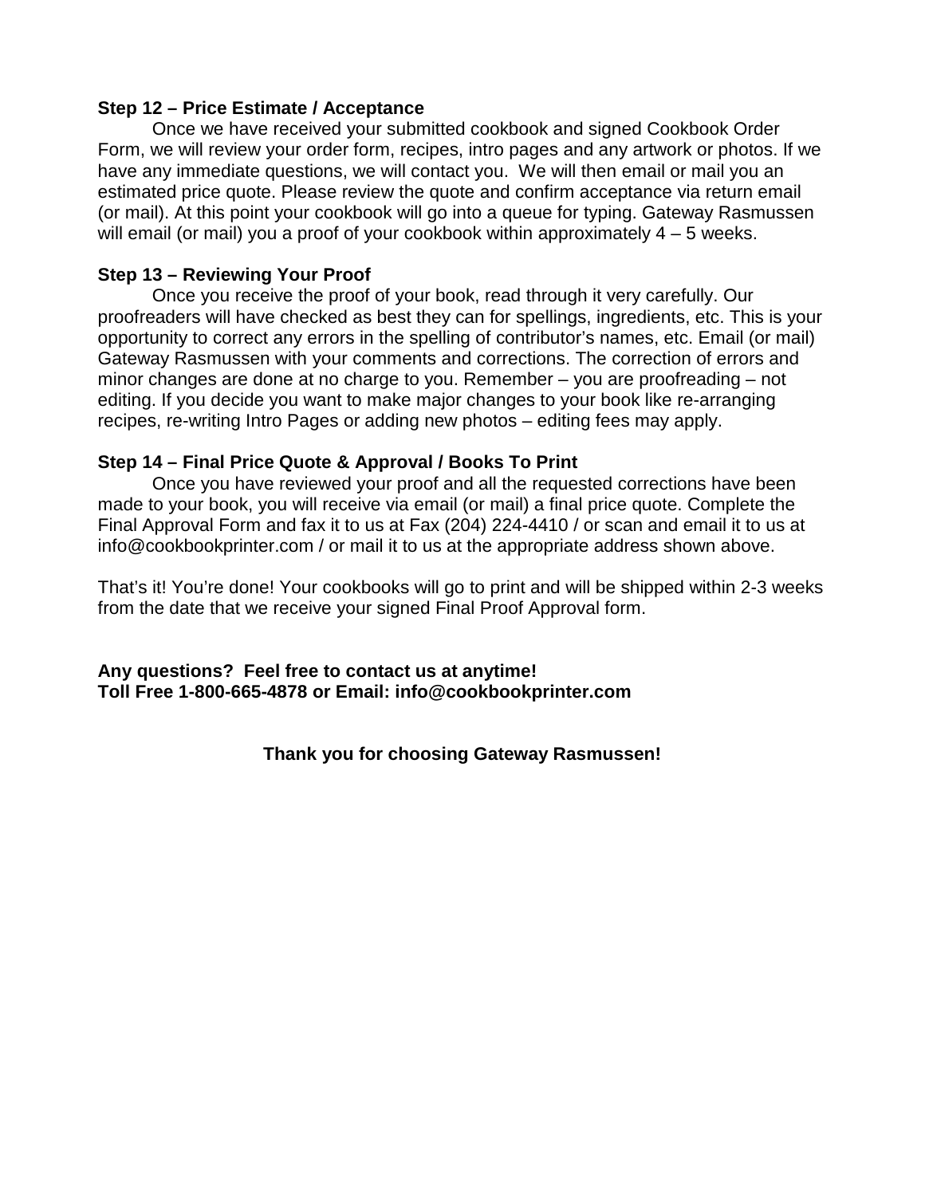**Step 12 – Price Estimate / Acceptance**

Once we have received your submitted cookbook and signed Cookbook Order Form, we will review your order form, recipes, intro pages and any artwork or photos. If we have any immediate questions, we will contact you. We will then email or mail you an estimated price quote. Please review the quote and confirm acceptance via return email (or mail). At this point your cookbook will go into a queue for typing. Gateway Rasmussen will email (or mail) you a proof of your cookbook within approximately 4 – 5 weeks.

**Step 13 – Reviewing Your Proof**

Once you receive the proof of your book, read through it very carefully. Our proofreaders will have checked as best they can for spellings, ingredients, etc. This is your opportunity to correct any errors in the spelling of contributor's names, etc. Email (or mail) Gateway Rasmussen with your comments and corrections. The correction of errors and minor changes are done at no charge to you. Remember – you are proofreading – not editing. If you decide you want to make major changes to your book like re-arranging recipes, re-writing Intro Pages or adding new photos – editing fees may apply.

**Step 14 – Final Price Quote & Approval / Books To Print**

Once you have reviewed your proof and all the requested corrections have been made to your book, you will receive via email (or mail) a final price quote. Complete the Final Approval Form and fax it to us at Fax (204) 224-4410 / or scan and email it to us at info@cookbookprinter.com / or mail it to us at the appropriate address shown above.

That's it! You're done! Your cookbooks will go to print and will be shipped within 2-3 weeks from the date that we receive your signed Final Proof Approval form.

**Any questions? Feel free to contact us at anytime!**
**Toll Free 1-800-665-4878 or Email: info@cookbookprinter.com**

**Thank you for choosing Gateway Rasmussen!**